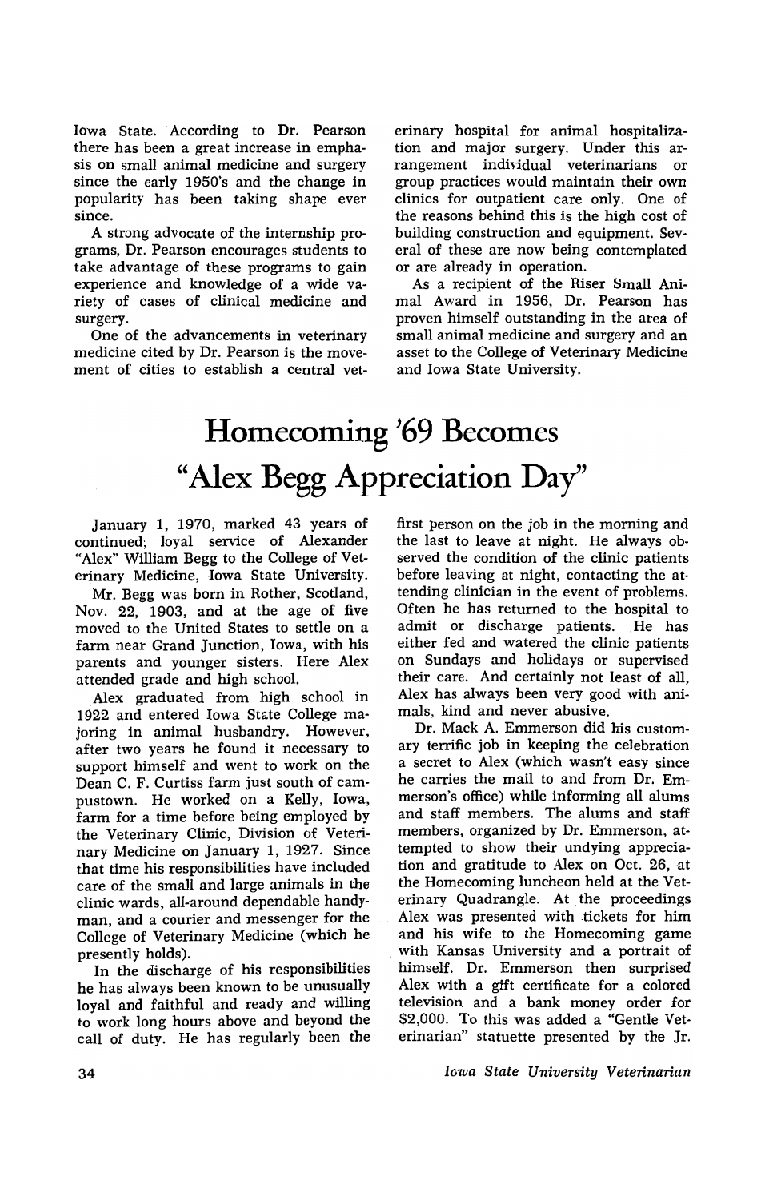Iowa State. According to Dr. Pearson there has been a great increase in emphasis on small animal medicine and surgery since the early 1950's and the change in popularity has been taking shape ever since.

A strong advocate of the internship programs, Dr. Pearson encourages students to take advantage of these programs to gain experience and knowledge of a wide variety of cases of clinical medicine and surgery.

One of the advancements in veterinary medicine cited by Dr. Pearson is the movement of cities to establish a central veterinary hospital for animal hospitalization and major surgery. Under this arrangement individual veterinarians or group practices would maintain their own clinics for outpatient care only. One of the reasons behind this is the high cost of building construction and equipment. Several of these are now being contemplated or are already in operation.

As a recipient of the Riser Small Animal Award in 1956, Dr. Pearson has proven himself outstanding in the area of small animal medicine and surgery and an asset to the College of Veterinary Medicine and Iowa State University.

# Homecoming '69 Becomes "Alex Begg Appreciation Day"

January 1, 1970, marked 43 years of continued, loyal service of Alexander "Alex" William Begg to the College of Veterinary Medicine, Iowa State University.

Mr. Begg was born in Rother, Scotland, Nov. 22, 1903, and at the age of five moved to the United States to settle on a farm near Grand Junction, Iowa, with his parents and younger sisters. Here Alex attended grade and high school.

Alex graduated from high school in 1922 and entered Iowa State College majoring in animal husbandry. However, after two years he found it necessary to support himself and went to work on the Dean C. F. Curtiss farm just south of campustown. He worked on a Kelly, Iowa, farm for a time before being employed by the Veterinary Clinic, Division of Veterinary Medicine on January 1, 1927. Since that time his responsibilities have included care of the small and large animals in the clinic wards, all-around dependable handyman, and a courier and messenger for the College of Veterinary Medicine (which he presently holds).

In the discharge of his responsibilities he has always been known to be unusually loyal and faithful and ready and willing to work long hours above and beyond the call of duty. He has regularly been the first person on the job in the morning and the last to leave at night. He always observed the condition of the clinic patients before leaving at night, contacting the attending clinician in the event of problems. Often he has returned to the hospital to admit or discharge patients. He has either fed and watered the clinic patients on Sundays and holidays or supervised their care. And certainly not least of all, Alex has always been very good with animals, kind and never abusive.

Dr. Mack A. Emmerson did his customary terrific job in keeping the celebration a secret to Alex (which wasn't easy since he carries the mail to and from Dr. Emmerson's office) while informing all alums and staff members. The alums and staff members, organized by Dr. Emmerson, attempted to show their undying appreciation and gratitude to Alex on Oct. 26, at the Homecoming luncheon held at the Veterinary Quadrangle. At the proceedings Alex was presented with tickets for him and his wife to the Homecoming game with Kansas University and a portrait of himself. Dr. Emmerson then surprised Alex with a gift certificate for a colored television and a bank money order for $2,000. To this was added a "Gentle Veterinarian" statuette presented by the Jr.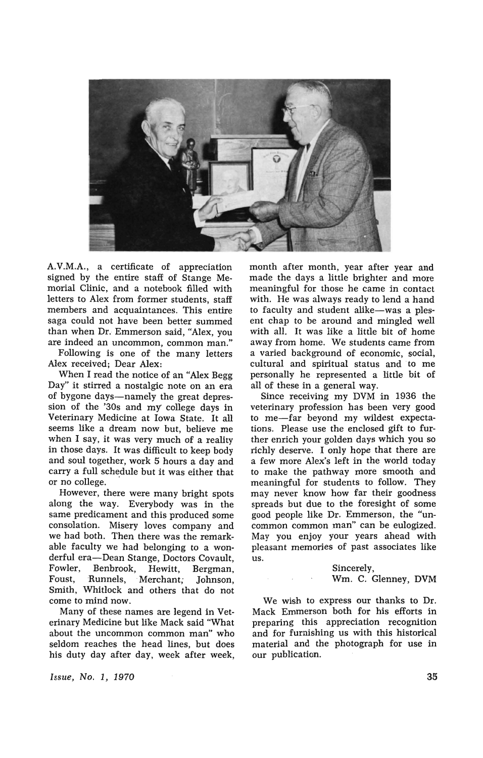A.V.M.A., a certificate of appreciation signed by the entire staff of Stange Memorial Clinic, and a notebook filled with letters to Alex from former students, staff members and acquaintances. This entire saga could not have been better summed than when Dr. Emmerson said, "Alex, you are indeed an uncommon, common man."

Following is one of the many letters Alex received; Dear Alex:

When I read the notice of an "Alex Begg Day" it stirred a nostalgic note on an era of bygone days—namely the great depression of the '30s and my college days in Veterinary Medicine at Iowa State. It all seems like a dream now but, believe me when I say, it was very much of a reality in those days. It was difficult to keep body and soul together, work 5 hours a day and carry a full schedule but it was either that or no college.

However, there were many bright spots along the way. Everybody was in the same predicament and this produced some consolation. Misery loves company and we had both. Then there was the remarkable faculty we had belonging to a wonderful era—Dean Stange, Doctors Covault, Fowler, Benbrook, Hewitt, Bergman, Foust, Runnels, Merchant, Johnson, Smith, Whitlock and others that do not come to mind now.

Many of these names are legend in Veterinary Medicine but like Mack said "What about the uncommon common man" who seldom reaches the head lines, but does his duty day after day, week after week, month after month, year after year and made the days a little brighter and more meaningful for those he came in contact with. He was always ready to lend a hand to faculty and student alike—was a plesent chap to be around and mingled well with all. It was like a little bit of home away from home. We students came from a varied background of economic, social, cultural and spiritual status and to me personally he represented a little bit of all of these in a general way.

Since receiving my DVM in 1936 the veterinary profession has been very good to me—far beyond my wildest expectations. Please use the enclosed gift to further enrich your golden days which you so richly deserve. I only hope that there are a few more Alex's left in the world today to make the pathway more smooth and meaningful for students to follow. They may never know how far their goodness spreads but due to the foresight of some good people like Dr. Emmerson, the "uncommon common man" can be eulogized. May you enjoy your years ahead with pleasant memories of past associates like us.

Sincerely,
Wm. C. Glenney, DVM

We wish to express our thanks to Dr. Mack Emmerson both for his efforts in preparing this appreciation recognition and for furnishing us with this historical material and the photograph for use in our publication.